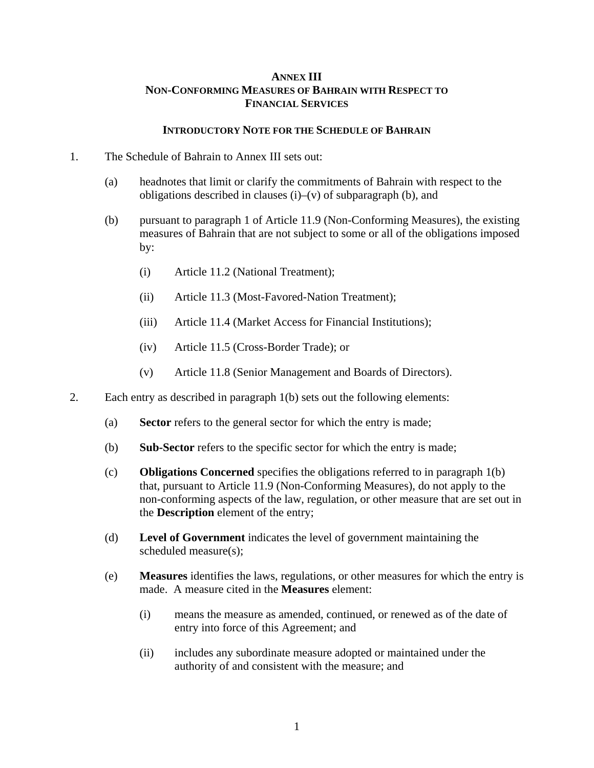# ANNEX III
## NON-CONFORMING MEASURES OF BAHRAIN WITH RESPECT TO FINANCIAL SERVICES

### INTRODUCTORY NOTE FOR THE SCHEDULE OF BAHRAIN

1. The Schedule of Bahrain to Annex III sets out:

   (a) headnotes that limit or clarify the commitments of Bahrain with respect to the obligations described in clauses (i)–(v) of subparagraph (b), and

   (b) pursuant to paragraph 1 of Article 11.9 (Non-Conforming Measures), the existing measures of Bahrain that are not subject to some or all of the obligations imposed by:

      (i) Article 11.2 (National Treatment);

      (ii) Article 11.3 (Most-Favored-Nation Treatment);

      (iii) Article 11.4 (Market Access for Financial Institutions);

      (iv) Article 11.5 (Cross-Border Trade); or

      (v) Article 11.8 (Senior Management and Boards of Directors).

2. Each entry as described in paragraph 1(b) sets out the following elements:

   (a) **Sector** refers to the general sector for which the entry is made;

   (b) **Sub-Sector** refers to the specific sector for which the entry is made;

   (c) **Obligations Concerned** specifies the obligations referred to in paragraph 1(b) that, pursuant to Article 11.9 (Non-Conforming Measures), do not apply to the non-conforming aspects of the law, regulation, or other measure that are set out in the **Description** element of the entry;

   (d) **Level of Government** indicates the level of government maintaining the scheduled measure(s);

   (e) **Measures** identifies the laws, regulations, or other measures for which the entry is made. A measure cited in the **Measures** element:

      (i) means the measure as amended, continued, or renewed as of the date of entry into force of this Agreement; and

      (ii) includes any subordinate measure adopted or maintained under the authority of and consistent with the measure; and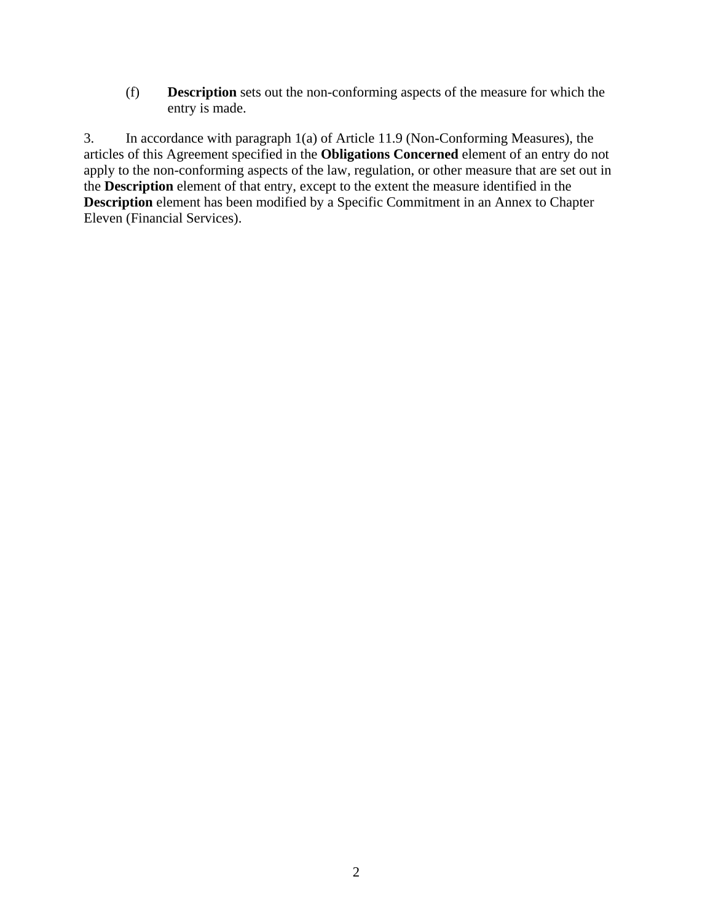(f) **Description** sets out the non-conforming aspects of the measure for which the entry is made.

3. In accordance with paragraph 1(a) of Article 11.9 (Non-Conforming Measures), the articles of this Agreement specified in the **Obligations Concerned** element of an entry do not apply to the non-conforming aspects of the law, regulation, or other measure that are set out in the **Description** element of that entry, except to the extent the measure identified in the **Description** element has been modified by a Specific Commitment in an Annex to Chapter Eleven (Financial Services).